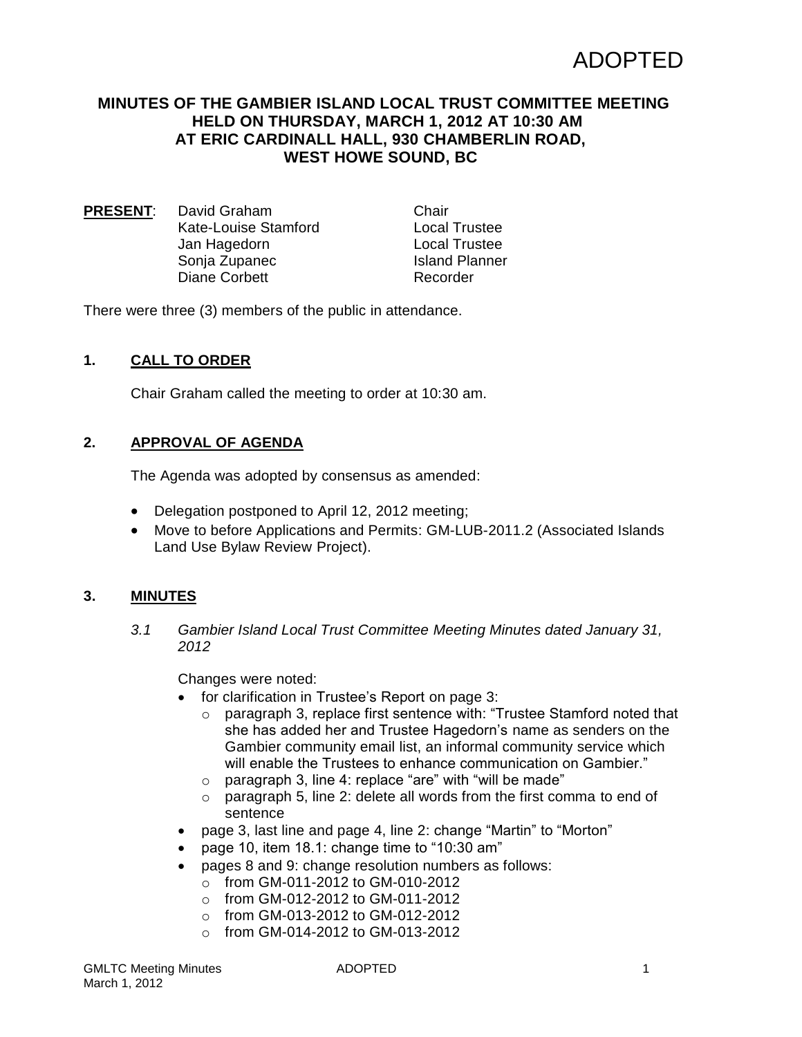ADOPTED

# MINUTES OF THE GAMBIER ISLAND LOCAL TRUST COMMITTEE MEETING HELD ON THURSDAY, MARCH 1, 2012 AT 10:30 AM AT ERIC CARDINALL HALL, 930 CHAMBERLIN ROAD, WEST HOWE SOUND, BC

| | | |
|---|---|---|
| **PRESENT**: | David Graham | Chair |
| | Kate-Louise Stamford | Local Trustee |
| | Jan Hagedorn | Local Trustee |
| | Sonja Zupanec | Island Planner |
| | Diane Corbett | Recorder |

There were three (3) members of the public in attendance.

## 1. CALL TO ORDER

Chair Graham called the meeting to order at 10:30 am.

## 2. APPROVAL OF AGENDA

The Agenda was adopted by consensus as amended:

- Delegation postponed to April 12, 2012 meeting;
- Move to before Applications and Permits: GM-LUB-2011.2 (Associated Islands Land Use Bylaw Review Project).

## 3. MINUTES

*3.1 Gambier Island Local Trust Committee Meeting Minutes dated January 31, 2012*

Changes were noted:

- for clarification in Trustee's Report on page 3:
  - paragraph 3, replace first sentence with: "Trustee Stamford noted that she has added her and Trustee Hagedorn's name as senders on the Gambier community email list, an informal community service which will enable the Trustees to enhance communication on Gambier."
  - paragraph 3, line 4: replace "are" with "will be made"
  - paragraph 5, line 2: delete all words from the first comma to end of sentence
- page 3, last line and page 4, line 2: change "Martin" to "Morton"
- page 10, item 18.1: change time to "10:30 am"
- pages 8 and 9: change resolution numbers as follows:
  - from GM-011-2012 to GM-010-2012
  - from GM-012-2012 to GM-011-2012
  - from GM-013-2012 to GM-012-2012
  - from GM-014-2012 to GM-013-2012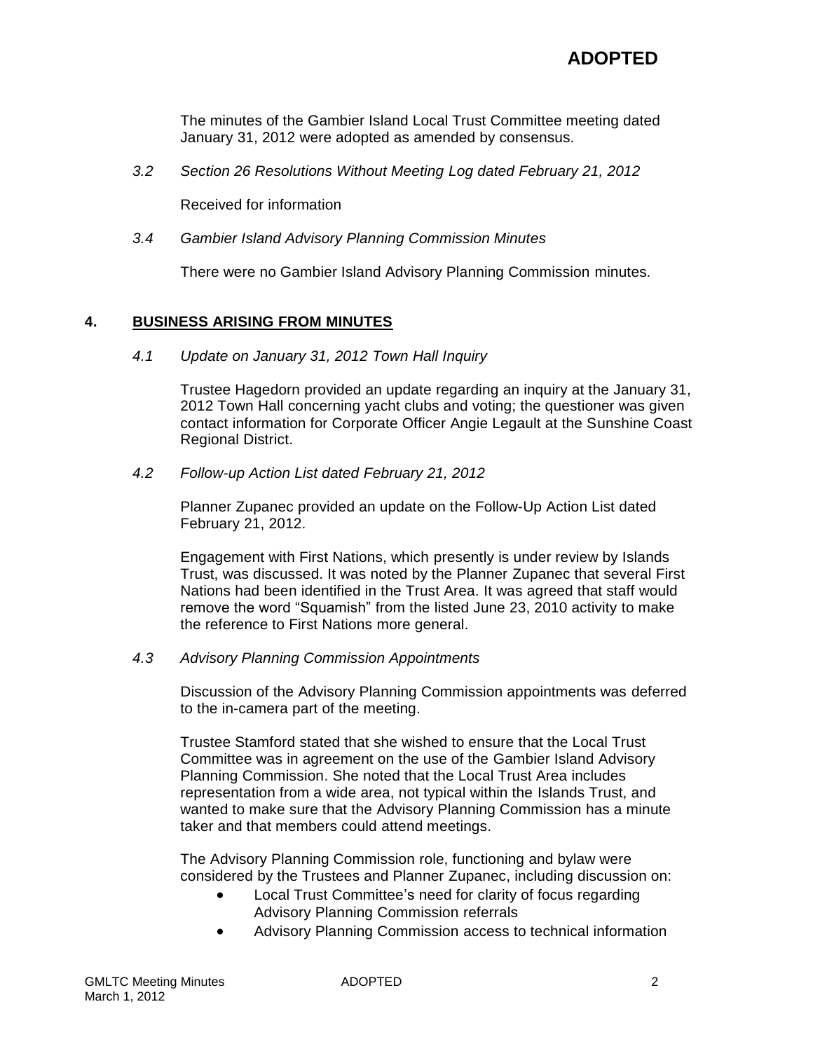# ADOPTED

The minutes of the Gambier Island Local Trust Committee meeting dated January 31, 2012 were adopted as amended by consensus.

*3.2 Section 26 Resolutions Without Meeting Log dated February 21, 2012*

Received for information

*3.4 Gambier Island Advisory Planning Commission Minutes*

There were no Gambier Island Advisory Planning Commission minutes.

## 4. BUSINESS ARISING FROM MINUTES

*4.1 Update on January 31, 2012 Town Hall Inquiry*

Trustee Hagedorn provided an update regarding an inquiry at the January 31, 2012 Town Hall concerning yacht clubs and voting; the questioner was given contact information for Corporate Officer Angie Legault at the Sunshine Coast Regional District.

*4.2 Follow-up Action List dated February 21, 2012*

Planner Zupanec provided an update on the Follow-Up Action List dated February 21, 2012.

Engagement with First Nations, which presently is under review by Islands Trust, was discussed. It was noted by the Planner Zupanec that several First Nations had been identified in the Trust Area. It was agreed that staff would remove the word "Squamish" from the listed June 23, 2010 activity to make the reference to First Nations more general.

*4.3 Advisory Planning Commission Appointments*

Discussion of the Advisory Planning Commission appointments was deferred to the in-camera part of the meeting.

Trustee Stamford stated that she wished to ensure that the Local Trust Committee was in agreement on the use of the Gambier Island Advisory Planning Commission. She noted that the Local Trust Area includes representation from a wide area, not typical within the Islands Trust, and wanted to make sure that the Advisory Planning Commission has a minute taker and that members could attend meetings.

The Advisory Planning Commission role, functioning and bylaw were considered by the Trustees and Planner Zupanec, including discussion on:

- Local Trust Committee's need for clarity of focus regarding Advisory Planning Commission referrals
- Advisory Planning Commission access to technical information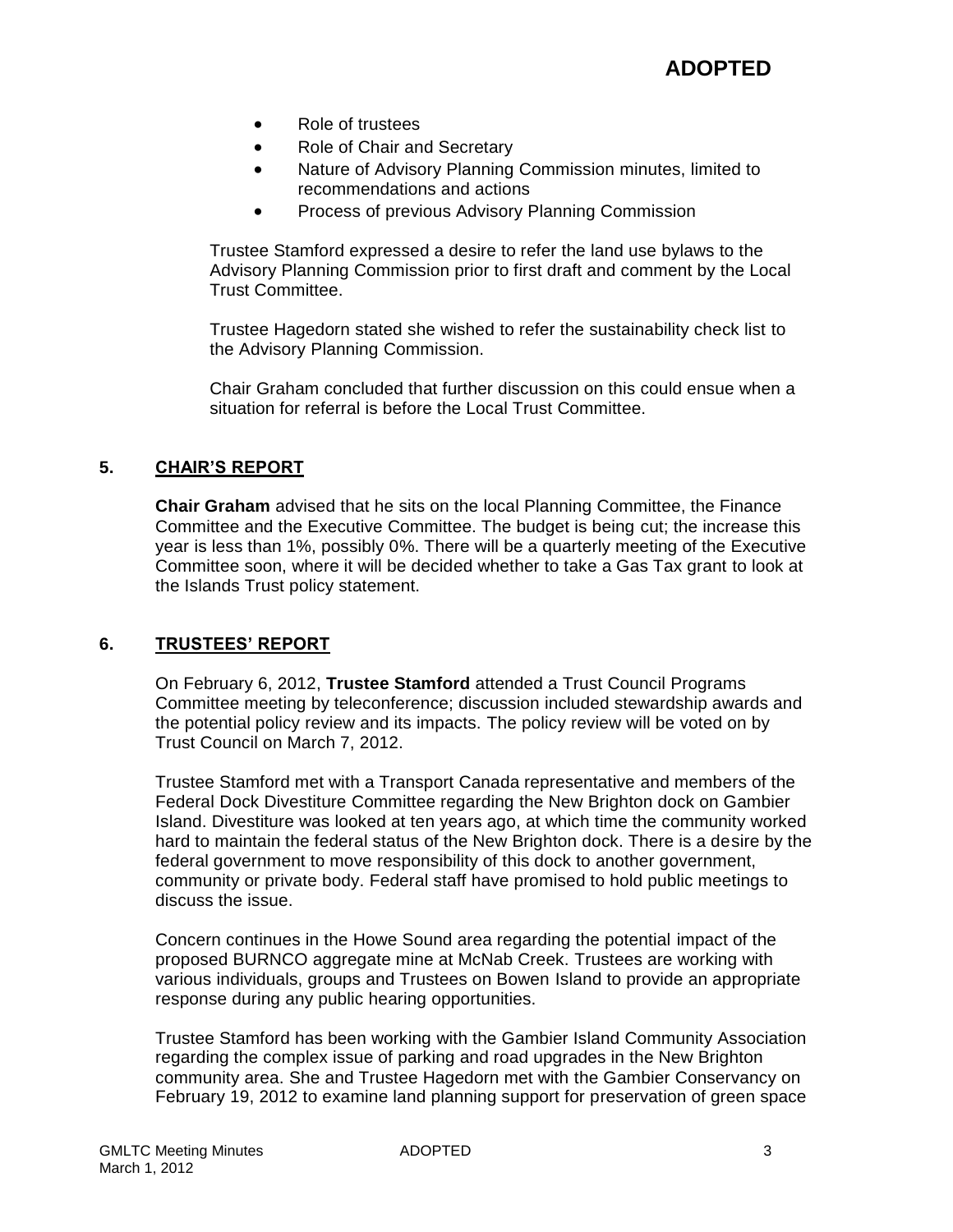- Role of trustees
- Role of Chair and Secretary
- Nature of Advisory Planning Commission minutes, limited to recommendations and actions
- Process of previous Advisory Planning Commission

Trustee Stamford expressed a desire to refer the land use bylaws to the Advisory Planning Commission prior to first draft and comment by the Local Trust Committee.

Trustee Hagedorn stated she wished to refer the sustainability check list to the Advisory Planning Commission.

Chair Graham concluded that further discussion on this could ensue when a situation for referral is before the Local Trust Committee.

## 5. CHAIR'S REPORT

**Chair Graham** advised that he sits on the local Planning Committee, the Finance Committee and the Executive Committee. The budget is being cut; the increase this year is less than 1%, possibly 0%. There will be a quarterly meeting of the Executive Committee soon, where it will be decided whether to take a Gas Tax grant to look at the Islands Trust policy statement.

## 6. TRUSTEES' REPORT

On February 6, 2012, **Trustee Stamford** attended a Trust Council Programs Committee meeting by teleconference; discussion included stewardship awards and the potential policy review and its impacts. The policy review will be voted on by Trust Council on March 7, 2012.

Trustee Stamford met with a Transport Canada representative and members of the Federal Dock Divestiture Committee regarding the New Brighton dock on Gambier Island. Divestiture was looked at ten years ago, at which time the community worked hard to maintain the federal status of the New Brighton dock. There is a desire by the federal government to move responsibility of this dock to another government, community or private body. Federal staff have promised to hold public meetings to discuss the issue.

Concern continues in the Howe Sound area regarding the potential impact of the proposed BURNCO aggregate mine at McNab Creek. Trustees are working with various individuals, groups and Trustees on Bowen Island to provide an appropriate response during any public hearing opportunities.

Trustee Stamford has been working with the Gambier Island Community Association regarding the complex issue of parking and road upgrades in the New Brighton community area. She and Trustee Hagedorn met with the Gambier Conservancy on February 19, 2012 to examine land planning support for preservation of green space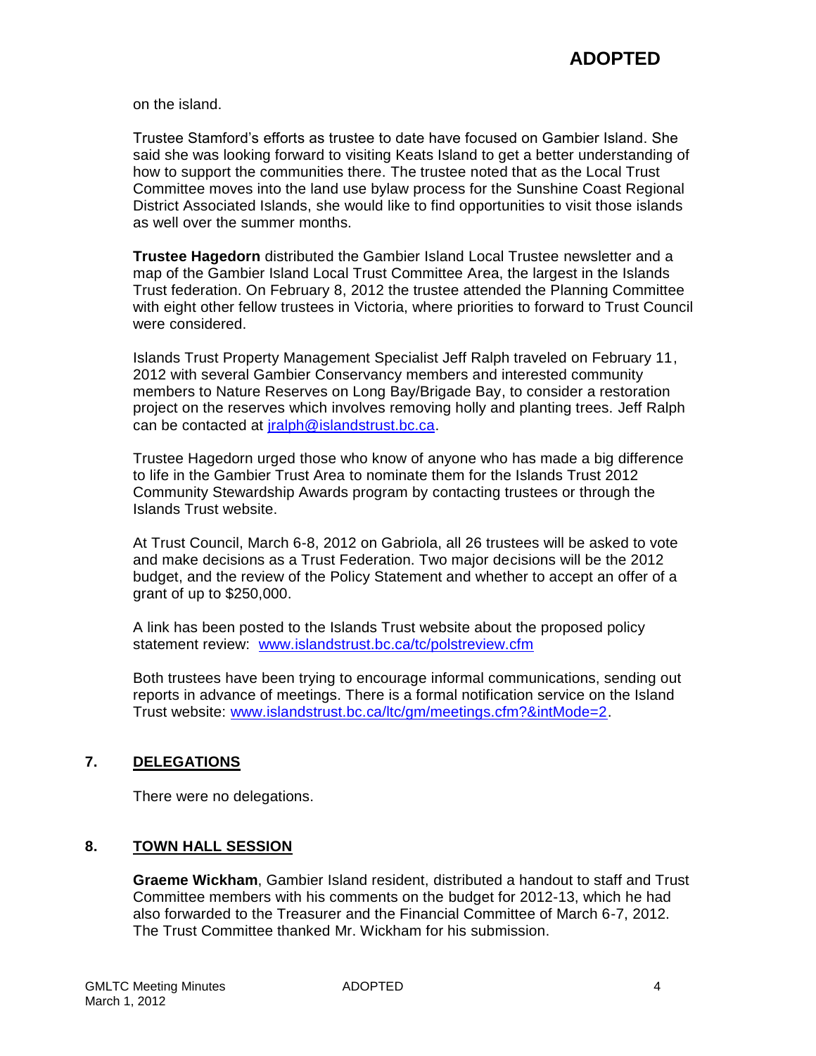on the island.

Trustee Stamford's efforts as trustee to date have focused on Gambier Island. She said she was looking forward to visiting Keats Island to get a better understanding of how to support the communities there. The trustee noted that as the Local Trust Committee moves into the land use bylaw process for the Sunshine Coast Regional District Associated Islands, she would like to find opportunities to visit those islands as well over the summer months.

**Trustee Hagedorn** distributed the Gambier Island Local Trustee newsletter and a map of the Gambier Island Local Trust Committee Area, the largest in the Islands Trust federation. On February 8, 2012 the trustee attended the Planning Committee with eight other fellow trustees in Victoria, where priorities to forward to Trust Council were considered.

Islands Trust Property Management Specialist Jeff Ralph traveled on February 11, 2012 with several Gambier Conservancy members and interested community members to Nature Reserves on Long Bay/Brigade Bay, to consider a restoration project on the reserves which involves removing holly and planting trees. Jeff Ralph can be contacted at jralph@islandstrust.bc.ca.

Trustee Hagedorn urged those who know of anyone who has made a big difference to life in the Gambier Trust Area to nominate them for the Islands Trust 2012 Community Stewardship Awards program by contacting trustees or through the Islands Trust website.

At Trust Council, March 6-8, 2012 on Gabriola, all 26 trustees will be asked to vote and make decisions as a Trust Federation. Two major decisions will be the 2012 budget, and the review of the Policy Statement and whether to accept an offer of a grant of up to $250,000.

A link has been posted to the Islands Trust website about the proposed policy statement review: www.islandstrust.bc.ca/tc/polstreview.cfm

Both trustees have been trying to encourage informal communications, sending out reports in advance of meetings. There is a formal notification service on the Island Trust website: www.islandstrust.bc.ca/ltc/gm/meetings.cfm?&intMode=2.

## 7. DELEGATIONS

There were no delegations.

## 8. TOWN HALL SESSION

**Graeme Wickham**, Gambier Island resident, distributed a handout to staff and Trust Committee members with his comments on the budget for 2012-13, which he had also forwarded to the Treasurer and the Financial Committee of March 6-7, 2012. The Trust Committee thanked Mr. Wickham for his submission.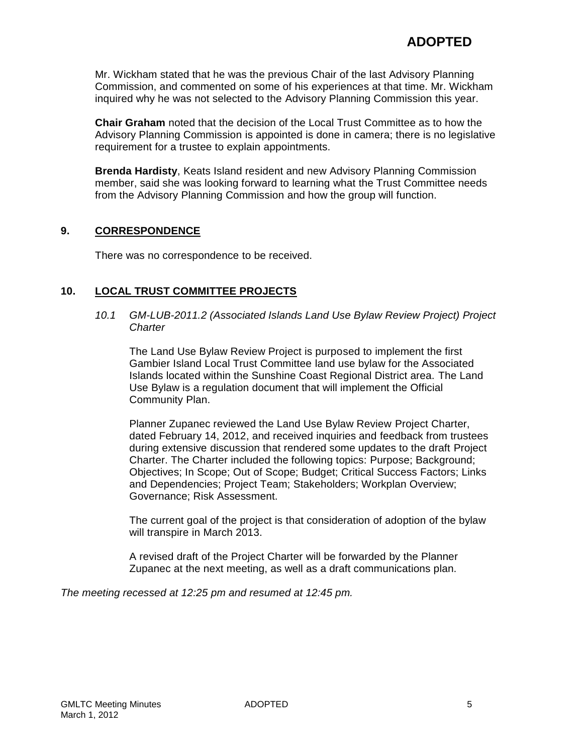Mr. Wickham stated that he was the previous Chair of the last Advisory Planning Commission, and commented on some of his experiences at that time. Mr. Wickham inquired why he was not selected to the Advisory Planning Commission this year.

**Chair Graham** noted that the decision of the Local Trust Committee as to how the Advisory Planning Commission is appointed is done in camera; there is no legislative requirement for a trustee to explain appointments.

**Brenda Hardisty**, Keats Island resident and new Advisory Planning Commission member, said she was looking forward to learning what the Trust Committee needs from the Advisory Planning Commission and how the group will function.

## 9. CORRESPONDENCE

There was no correspondence to be received.

## 10. LOCAL TRUST COMMITTEE PROJECTS

### *10.1 GM-LUB-2011.2 (Associated Islands Land Use Bylaw Review Project) Project Charter*

The Land Use Bylaw Review Project is purposed to implement the first Gambier Island Local Trust Committee land use bylaw for the Associated Islands located within the Sunshine Coast Regional District area. The Land Use Bylaw is a regulation document that will implement the Official Community Plan.

Planner Zupanec reviewed the Land Use Bylaw Review Project Charter, dated February 14, 2012, and received inquiries and feedback from trustees during extensive discussion that rendered some updates to the draft Project Charter. The Charter included the following topics: Purpose; Background; Objectives; In Scope; Out of Scope; Budget; Critical Success Factors; Links and Dependencies; Project Team; Stakeholders; Workplan Overview; Governance; Risk Assessment.

The current goal of the project is that consideration of adoption of the bylaw will transpire in March 2013.

A revised draft of the Project Charter will be forwarded by the Planner Zupanec at the next meeting, as well as a draft communications plan.

*The meeting recessed at 12:25 pm and resumed at 12:45 pm.*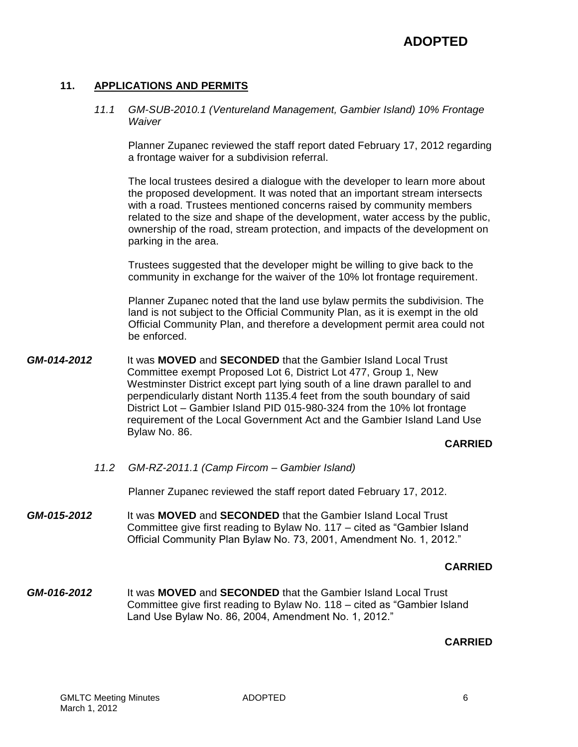**ADOPTED**

## 11. APPLICATIONS AND PERMITS

*11.1 GM-SUB-2010.1 (Ventureland Management, Gambier Island) 10% Frontage Waiver*

Planner Zupanec reviewed the staff report dated February 17, 2012 regarding a frontage waiver for a subdivision referral.

The local trustees desired a dialogue with the developer to learn more about the proposed development. It was noted that an important stream intersects with a road. Trustees mentioned concerns raised by community members related to the size and shape of the development, water access by the public, ownership of the road, stream protection, and impacts of the development on parking in the area.

Trustees suggested that the developer might be willing to give back to the community in exchange for the waiver of the 10% lot frontage requirement.

Planner Zupanec noted that the land use bylaw permits the subdivision. The land is not subject to the Official Community Plan, as it is exempt in the old Official Community Plan, and therefore a development permit area could not be enforced.

***GM-014-2012*** It was **MOVED** and **SECONDED** that the Gambier Island Local Trust Committee exempt Proposed Lot 6, District Lot 477, Group 1, New Westminster District except part lying south of a line drawn parallel to and perpendicularly distant North 1135.4 feet from the south boundary of said District Lot – Gambier Island PID 015-980-324 from the 10% lot frontage requirement of the Local Government Act and the Gambier Island Land Use Bylaw No. 86.

**CARRIED**

*11.2 GM-RZ-2011.1 (Camp Fircom – Gambier Island)*

Planner Zupanec reviewed the staff report dated February 17, 2012.

***GM-015-2012*** It was **MOVED** and **SECONDED** that the Gambier Island Local Trust Committee give first reading to Bylaw No. 117 – cited as "Gambier Island Official Community Plan Bylaw No. 73, 2001, Amendment No. 1, 2012."

**CARRIED**

***GM-016-2012*** It was **MOVED** and **SECONDED** that the Gambier Island Local Trust Committee give first reading to Bylaw No. 118 – cited as "Gambier Island Land Use Bylaw No. 86, 2004, Amendment No. 1, 2012."

**CARRIED**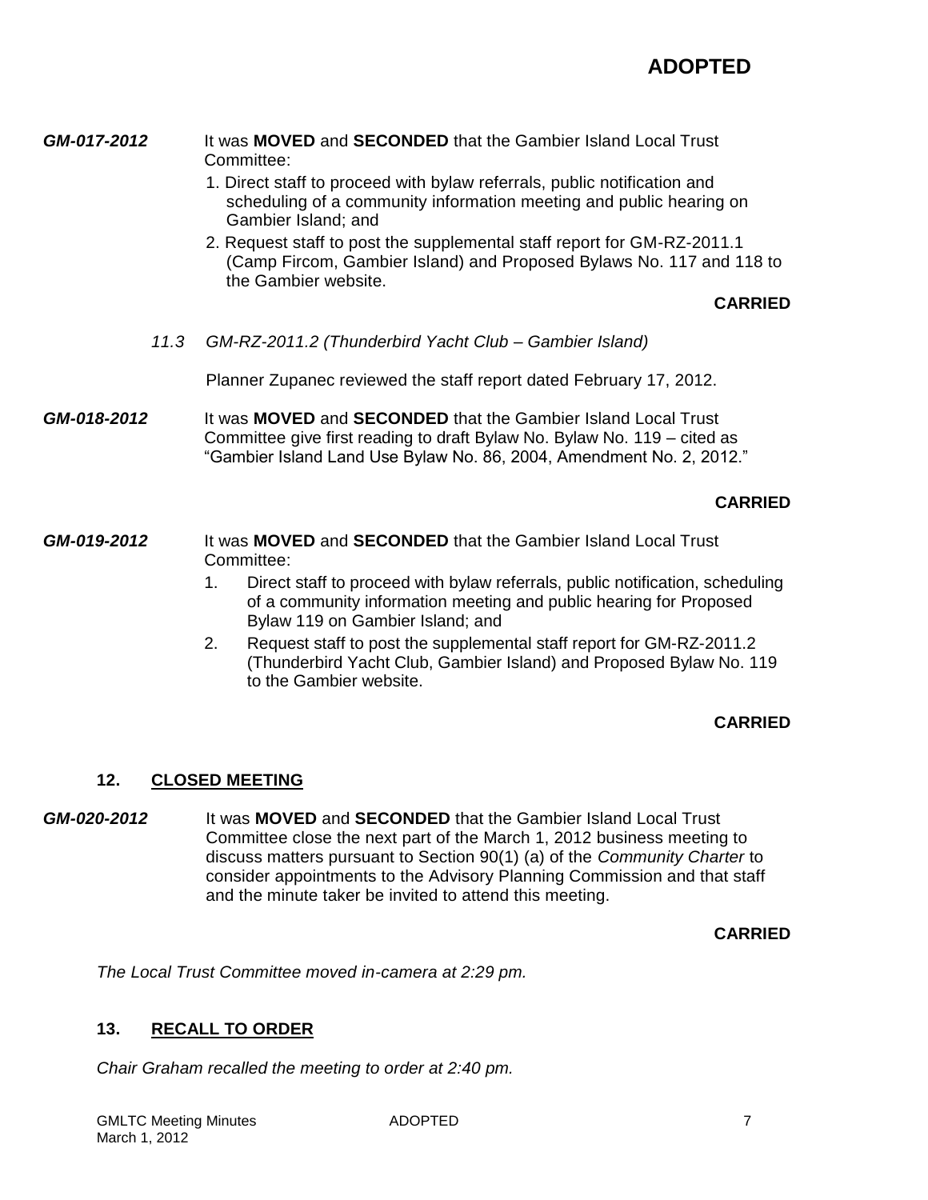**ADOPTED**

***GM-017-2012*** It was **MOVED** and **SECONDED** that the Gambier Island Local Trust Committee:

1. Direct staff to proceed with bylaw referrals, public notification and scheduling of a community information meeting and public hearing on Gambier Island; and
2. Request staff to post the supplemental staff report for GM-RZ-2011.1 (Camp Fircom, Gambier Island) and Proposed Bylaws No. 117 and 118 to the Gambier website.

**CARRIED**

*11.3 GM-RZ-2011.2 (Thunderbird Yacht Club – Gambier Island)*

Planner Zupanec reviewed the staff report dated February 17, 2012.

***GM-018-2012*** It was **MOVED** and **SECONDED** that the Gambier Island Local Trust Committee give first reading to draft Bylaw No. Bylaw No. 119 – cited as "Gambier Island Land Use Bylaw No. 86, 2004, Amendment No. 2, 2012."

**CARRIED**

***GM-019-2012*** It was **MOVED** and **SECONDED** that the Gambier Island Local Trust Committee:

1. Direct staff to proceed with bylaw referrals, public notification, scheduling of a community information meeting and public hearing for Proposed Bylaw 119 on Gambier Island; and
2. Request staff to post the supplemental staff report for GM-RZ-2011.2 (Thunderbird Yacht Club, Gambier Island) and Proposed Bylaw No. 119 to the Gambier website.

**CARRIED**

## 12. CLOSED MEETING

***GM-020-2012*** It was **MOVED** and **SECONDED** that the Gambier Island Local Trust Committee close the next part of the March 1, 2012 business meeting to discuss matters pursuant to Section 90(1) (a) of the *Community Charter* to consider appointments to the Advisory Planning Commission and that staff and the minute taker be invited to attend this meeting.

**CARRIED**

*The Local Trust Committee moved in-camera at 2:29 pm.*

## 13. RECALL TO ORDER

*Chair Graham recalled the meeting to order at 2:40 pm.*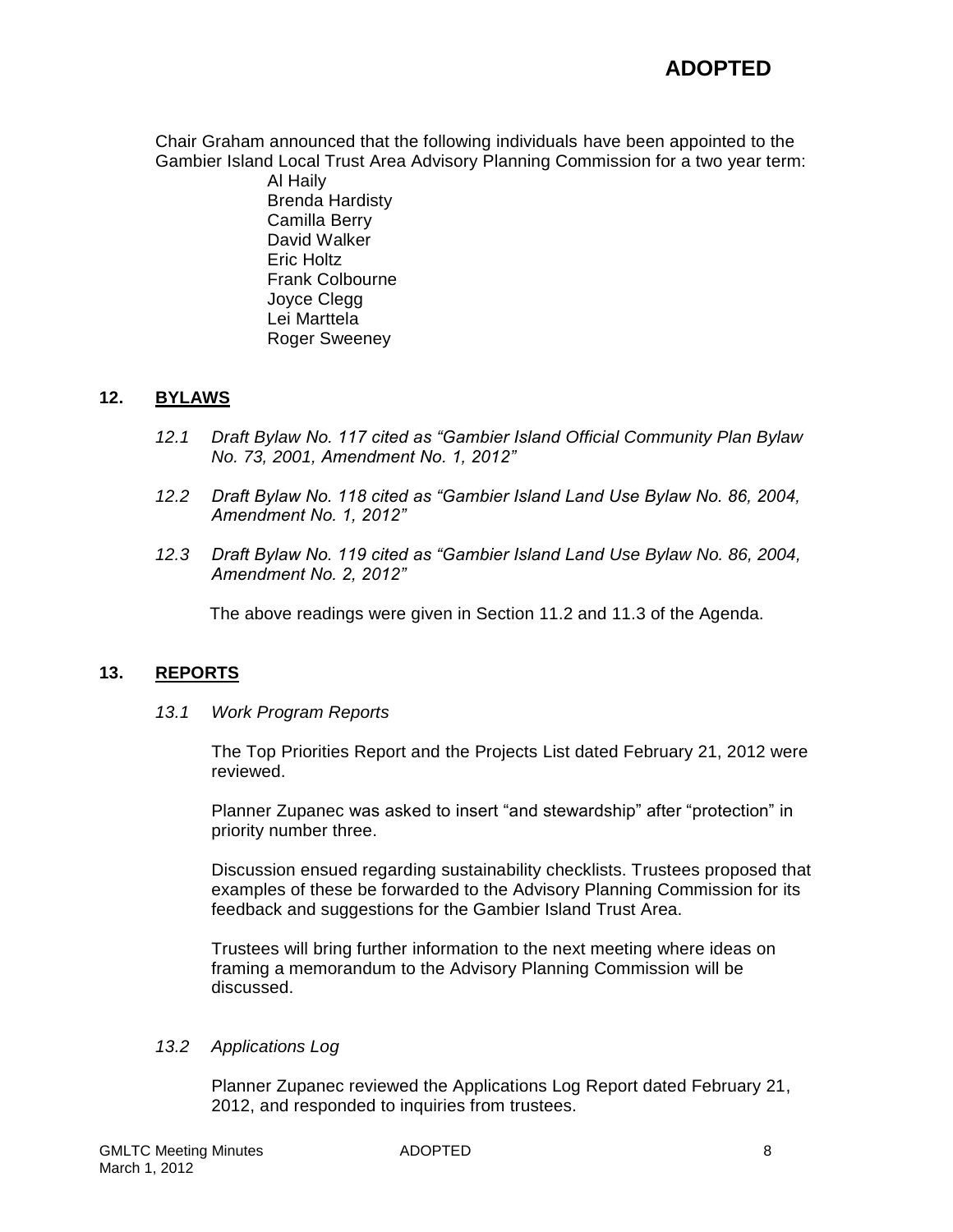**ADOPTED**

Chair Graham announced that the following individuals have been appointed to the Gambier Island Local Trust Area Advisory Planning Commission for a two year term:

Al Haily
Brenda Hardisty
Camilla Berry
David Walker
Eric Holtz
Frank Colbourne
Joyce Clegg
Lei Marttela
Roger Sweeney

## 12. BYLAWS

*12.1 Draft Bylaw No. 117 cited as "Gambier Island Official Community Plan Bylaw No. 73, 2001, Amendment No. 1, 2012"*

*12.2 Draft Bylaw No. 118 cited as "Gambier Island Land Use Bylaw No. 86, 2004, Amendment No. 1, 2012"*

*12.3 Draft Bylaw No. 119 cited as "Gambier Island Land Use Bylaw No. 86, 2004, Amendment No. 2, 2012"*

The above readings were given in Section 11.2 and 11.3 of the Agenda.

## 13. REPORTS

*13.1 Work Program Reports*

The Top Priorities Report and the Projects List dated February 21, 2012 were reviewed.

Planner Zupanec was asked to insert "and stewardship" after "protection" in priority number three.

Discussion ensued regarding sustainability checklists. Trustees proposed that examples of these be forwarded to the Advisory Planning Commission for its feedback and suggestions for the Gambier Island Trust Area.

Trustees will bring further information to the next meeting where ideas on framing a memorandum to the Advisory Planning Commission will be discussed.

*13.2 Applications Log*

Planner Zupanec reviewed the Applications Log Report dated February 21, 2012, and responded to inquiries from trustees.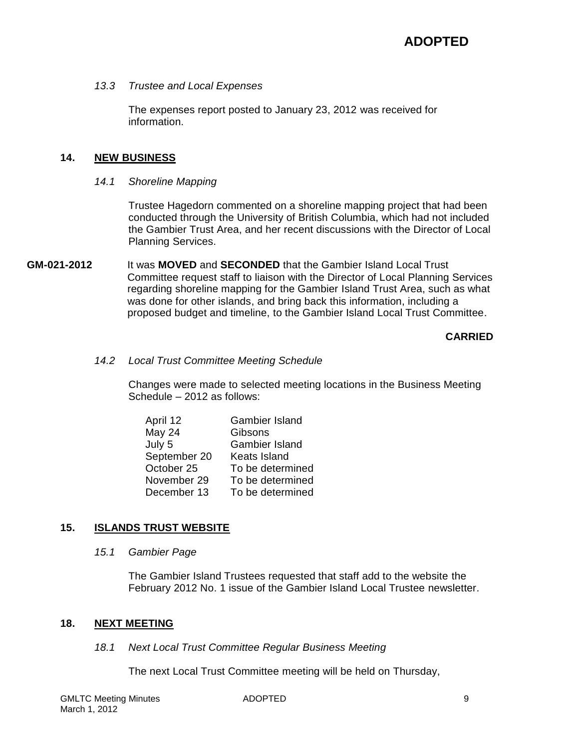**ADOPTED**

*13.3 Trustee and Local Expenses*

The expenses report posted to January 23, 2012 was received for information.

## 14. NEW BUSINESS

*14.1 Shoreline Mapping*

Trustee Hagedorn commented on a shoreline mapping project that had been conducted through the University of British Columbia, which had not included the Gambier Trust Area, and her recent discussions with the Director of Local Planning Services.

**GM-021-2012** It was **MOVED** and **SECONDED** that the Gambier Island Local Trust Committee request staff to liaison with the Director of Local Planning Services regarding shoreline mapping for the Gambier Island Trust Area, such as what was done for other islands, and bring back this information, including a proposed budget and timeline, to the Gambier Island Local Trust Committee.

**CARRIED**

*14.2 Local Trust Committee Meeting Schedule*

Changes were made to selected meeting locations in the Business Meeting Schedule – 2012 as follows:

| | |
|---|---|
| April 12 | Gambier Island |
| May 24 | Gibsons |
| July 5 | Gambier Island |
| September 20 | Keats Island |
| October 25 | To be determined |
| November 29 | To be determined |
| December 13 | To be determined |

## 15. ISLANDS TRUST WEBSITE

*15.1 Gambier Page*

The Gambier Island Trustees requested that staff add to the website the February 2012 No. 1 issue of the Gambier Island Local Trustee newsletter.

## 18. NEXT MEETING

*18.1 Next Local Trust Committee Regular Business Meeting*

The next Local Trust Committee meeting will be held on Thursday,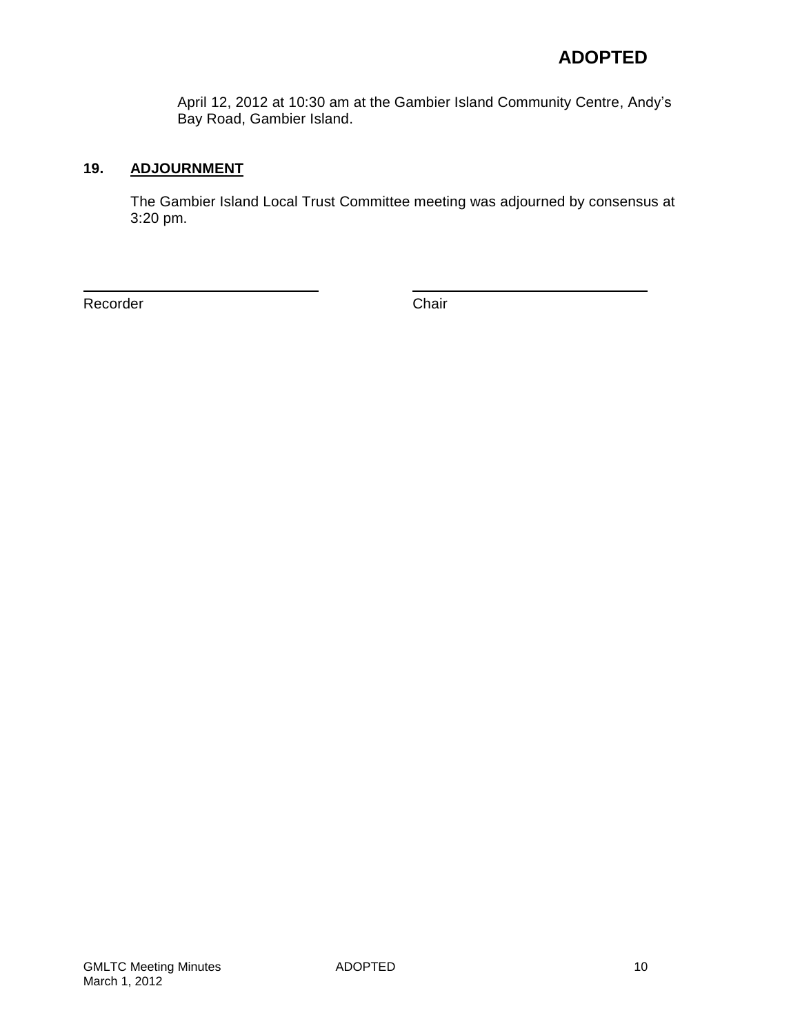**ADOPTED**

April 12, 2012 at 10:30 am at the Gambier Island Community Centre, Andy's Bay Road, Gambier Island.

### 19. ADJOURNMENT

The Gambier Island Local Trust Committee meeting was adjourned by consensus at 3:20 pm.

Recorder

Chair